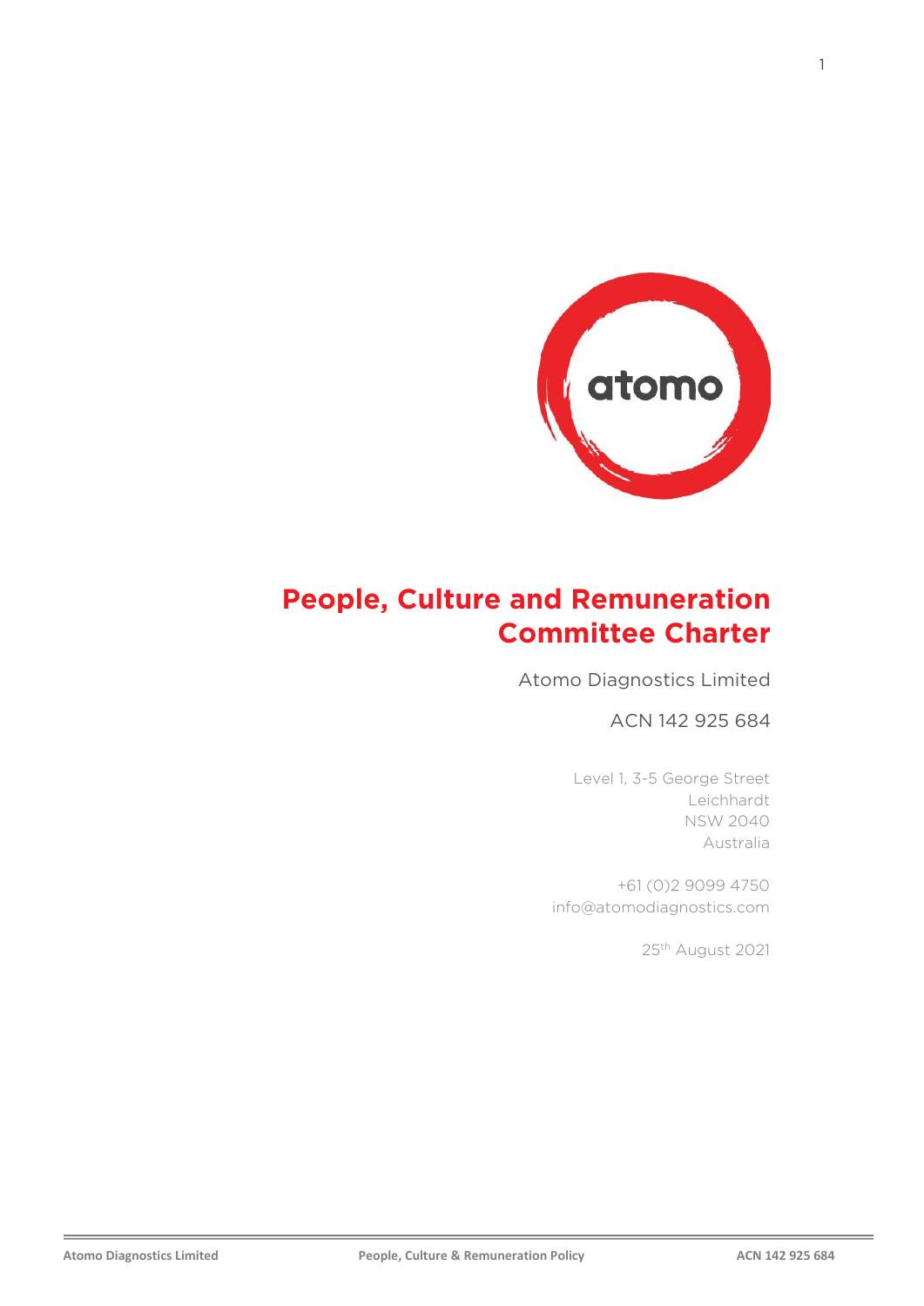# People, Culture and Remuneration Committee Charter

Atomo Diagnostics Limited

ACN 142 925 684

Level 1, 3-5 George Street
Leichhardt
NSW 2040
Australia

+61 (0)2 9099 4750
info@atomodiagnostics.com

25th August 2021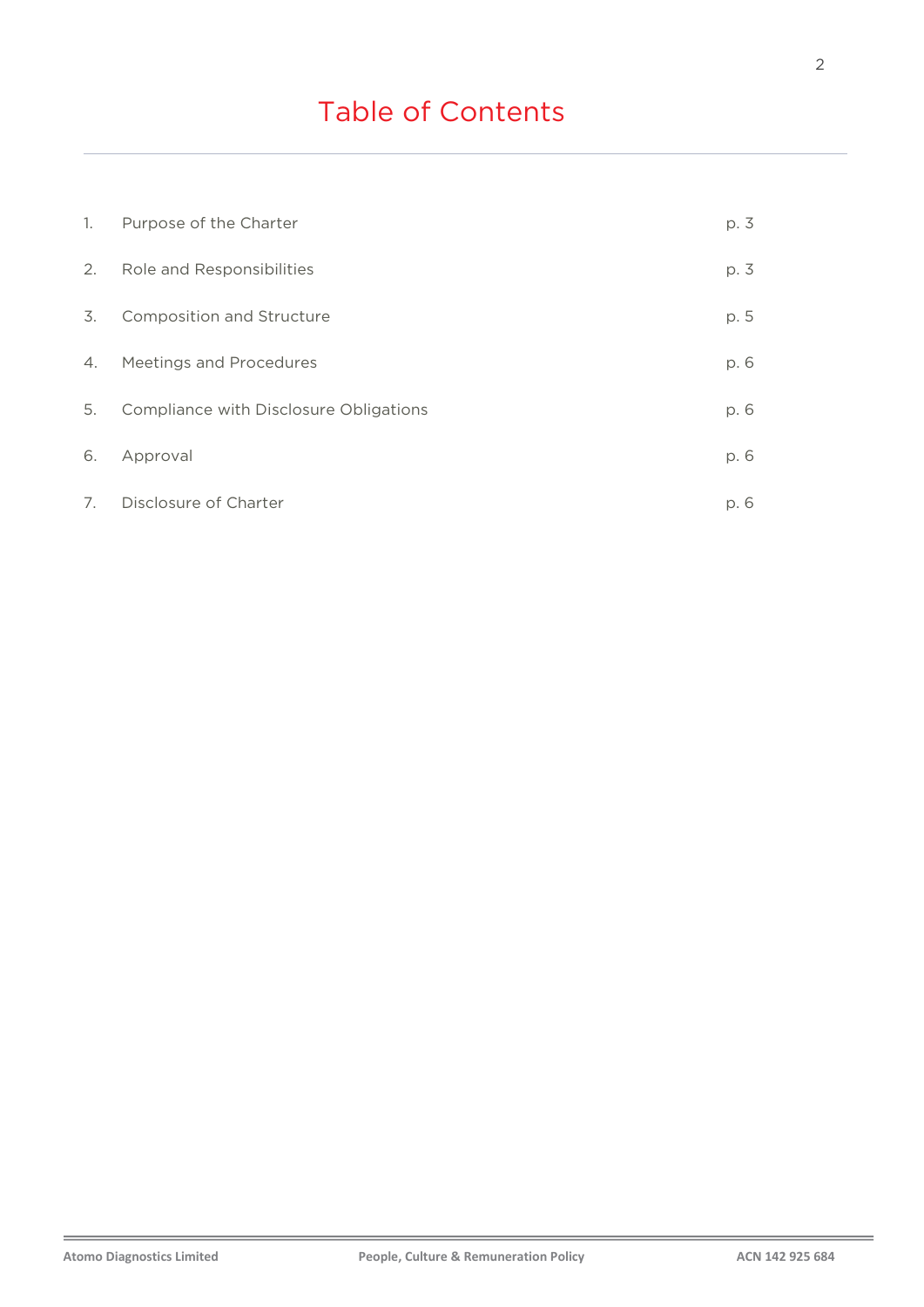# Table of Contents

| | | |
|---|---|---|
| 1. | Purpose of the Charter | p. 3 |
| 2. | Role and Responsibilities | p. 3 |
| 3. | Composition and Structure | p. 5 |
| 4. | Meetings and Procedures | p. 6 |
| 5. | Compliance with Disclosure Obligations | p. 6 |
| 6. | Approval | p. 6 |
| 7. | Disclosure of Charter | p. 6 |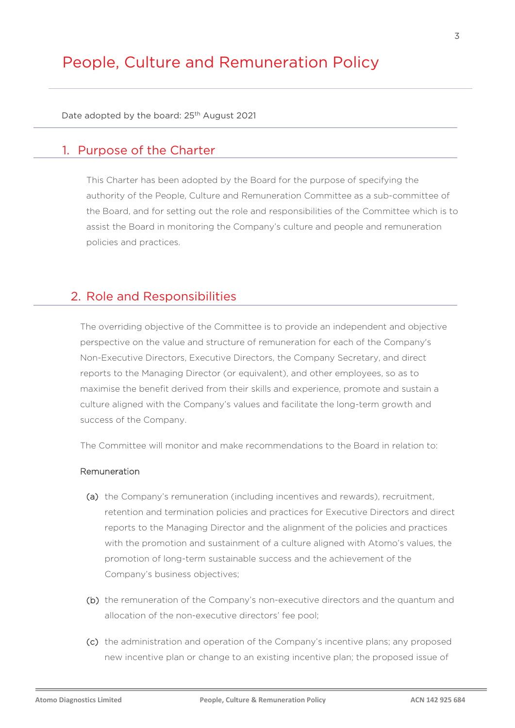# People, Culture and Remuneration Policy

Date adopted by the board: 25th August 2021

## 1. Purpose of the Charter

This Charter has been adopted by the Board for the purpose of specifying the authority of the People, Culture and Remuneration Committee as a sub-committee of the Board, and for setting out the role and responsibilities of the Committee which is to assist the Board in monitoring the Company's culture and people and remuneration policies and practices.

## 2. Role and Responsibilities

The overriding objective of the Committee is to provide an independent and objective perspective on the value and structure of remuneration for each of the Company's Non-Executive Directors, Executive Directors, the Company Secretary, and direct reports to the Managing Director (or equivalent), and other employees, so as to maximise the benefit derived from their skills and experience, promote and sustain a culture aligned with the Company's values and facilitate the long-term growth and success of the Company.

The Committee will monitor and make recommendations to the Board in relation to:

Remuneration

(a) the Company's remuneration (including incentives and rewards), recruitment, retention and termination policies and practices for Executive Directors and direct reports to the Managing Director and the alignment of the policies and practices with the promotion and sustainment of a culture aligned with Atomo's values, the promotion of long-term sustainable success and the achievement of the Company's business objectives;

(b) the remuneration of the Company's non-executive directors and the quantum and allocation of the non-executive directors' fee pool;

(c) the administration and operation of the Company's incentive plans; any proposed new incentive plan or change to an existing incentive plan; the proposed issue of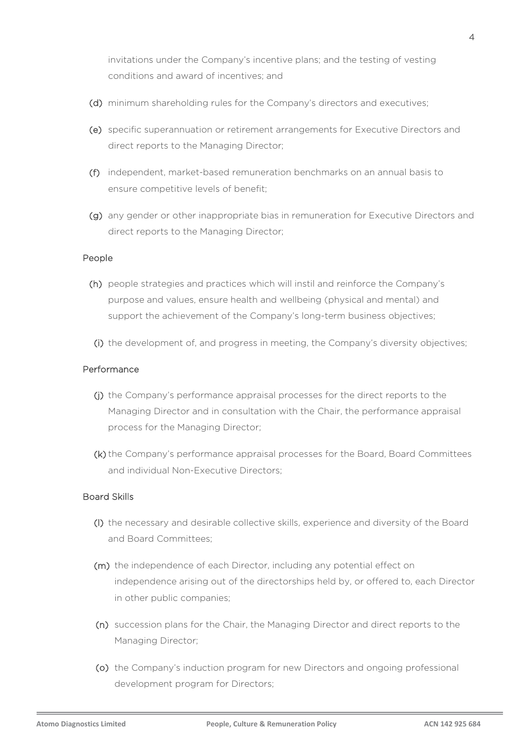invitations under the Company's incentive plans; and the testing of vesting conditions and award of incentives; and

(d) minimum shareholding rules for the Company's directors and executives;

(e) specific superannuation or retirement arrangements for Executive Directors and direct reports to the Managing Director;

(f) independent, market-based remuneration benchmarks on an annual basis to ensure competitive levels of benefit;

(g) any gender or other inappropriate bias in remuneration for Executive Directors and direct reports to the Managing Director;

### People

(h) people strategies and practices which will instil and reinforce the Company's purpose and values, ensure health and wellbeing (physical and mental) and support the achievement of the Company's long-term business objectives;

(i) the development of, and progress in meeting, the Company's diversity objectives;

### Performance

(j) the Company's performance appraisal processes for the direct reports to the Managing Director and in consultation with the Chair, the performance appraisal process for the Managing Director;

(k) the Company's performance appraisal processes for the Board, Board Committees and individual Non-Executive Directors;

### Board Skills

(l) the necessary and desirable collective skills, experience and diversity of the Board and Board Committees;

(m) the independence of each Director, including any potential effect on independence arising out of the directorships held by, or offered to, each Director in other public companies;

(n) succession plans for the Chair, the Managing Director and direct reports to the Managing Director;

(o) the Company's induction program for new Directors and ongoing professional development program for Directors;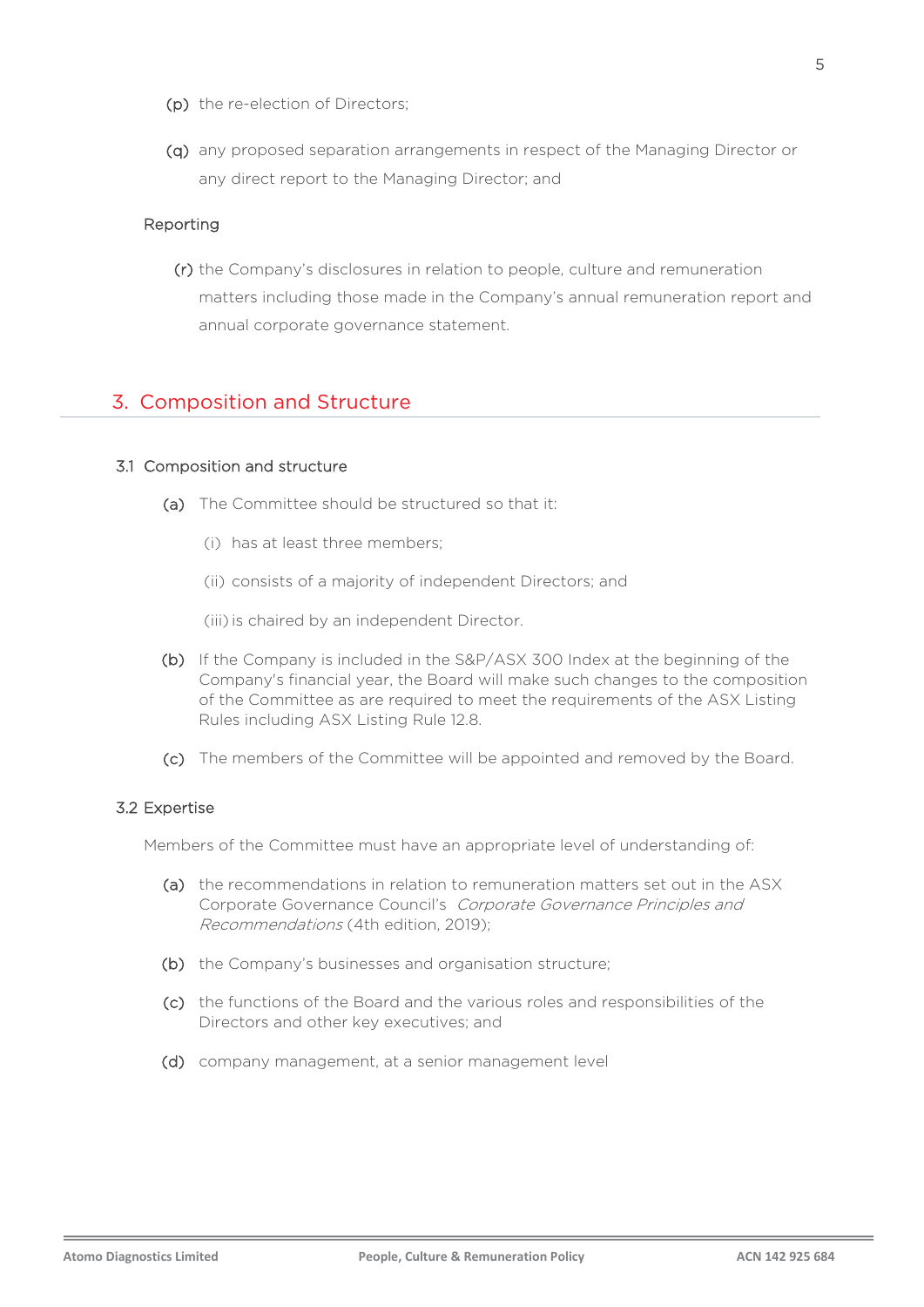(p) the re-election of Directors;

(q) any proposed separation arrangements in respect of the Managing Director or any direct report to the Managing Director; and

Reporting

(r) the Company's disclosures in relation to people, culture and remuneration matters including those made in the Company's annual remuneration report and annual corporate governance statement.

## 3. Composition and Structure

### 3.1 Composition and structure

(a) The Committee should be structured so that it:

(i) has at least three members;

(ii) consists of a majority of independent Directors; and

(iii) is chaired by an independent Director.

(b) If the Company is included in the S&P/ASX 300 Index at the beginning of the Company's financial year, the Board will make such changes to the composition of the Committee as are required to meet the requirements of the ASX Listing Rules including ASX Listing Rule 12.8.

(c) The members of the Committee will be appointed and removed by the Board.

### 3.2 Expertise

Members of the Committee must have an appropriate level of understanding of:

(a) the recommendations in relation to remuneration matters set out in the ASX Corporate Governance Council's *Corporate Governance Principles and Recommendations* (4th edition, 2019);

(b) the Company's businesses and organisation structure;

(c) the functions of the Board and the various roles and responsibilities of the Directors and other key executives; and

(d) company management, at a senior management level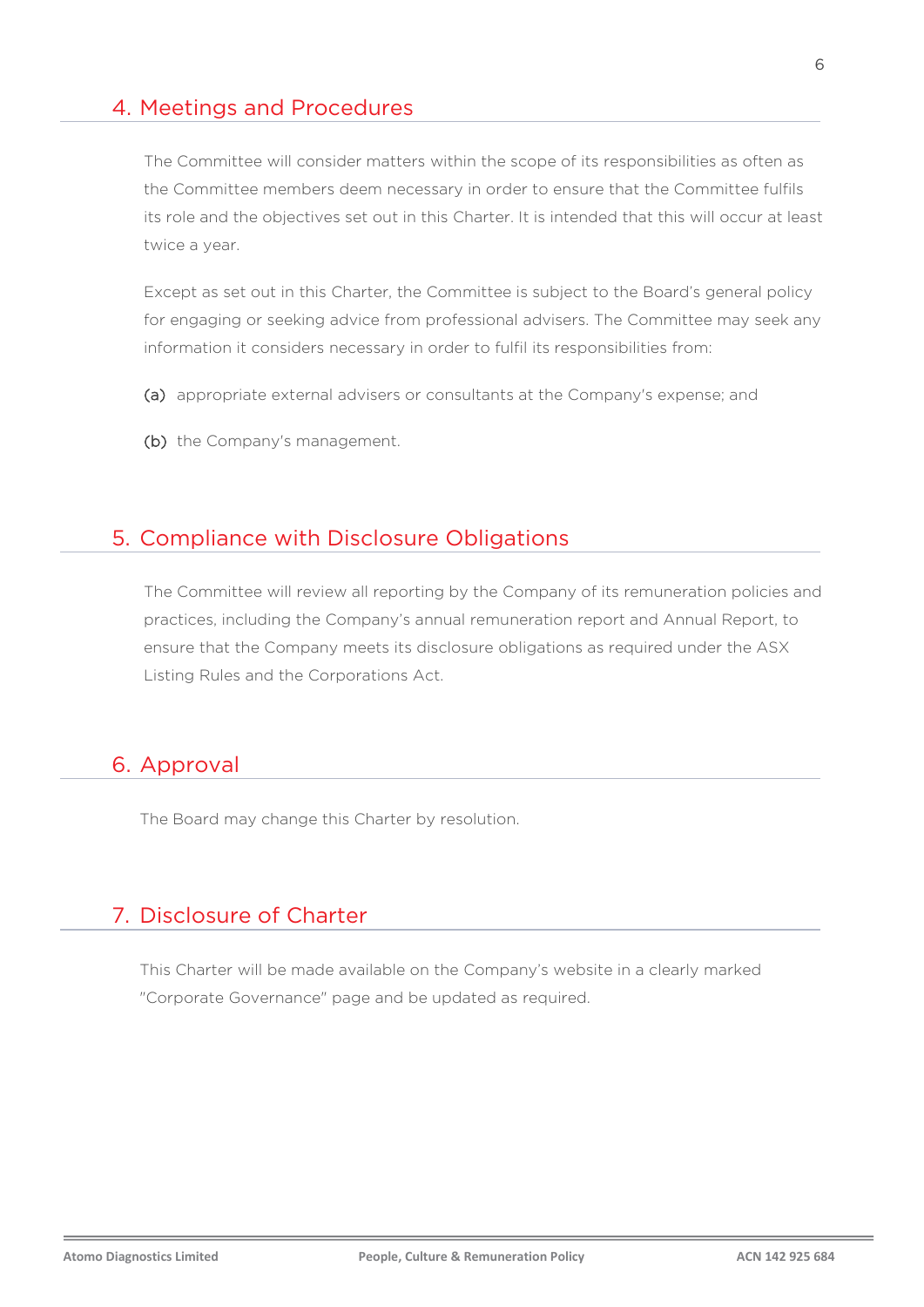## 4. Meetings and Procedures

The Committee will consider matters within the scope of its responsibilities as often as the Committee members deem necessary in order to ensure that the Committee fulfils its role and the objectives set out in this Charter. It is intended that this will occur at least twice a year.

Except as set out in this Charter, the Committee is subject to the Board's general policy for engaging or seeking advice from professional advisers. The Committee may seek any information it considers necessary in order to fulfil its responsibilities from:

(a) appropriate external advisers or consultants at the Company's expense; and

(b) the Company's management.

## 5. Compliance with Disclosure Obligations

The Committee will review all reporting by the Company of its remuneration policies and practices, including the Company's annual remuneration report and Annual Report, to ensure that the Company meets its disclosure obligations as required under the ASX Listing Rules and the Corporations Act.

## 6. Approval

The Board may change this Charter by resolution.

## 7. Disclosure of Charter

This Charter will be made available on the Company's website in a clearly marked "Corporate Governance" page and be updated as required.